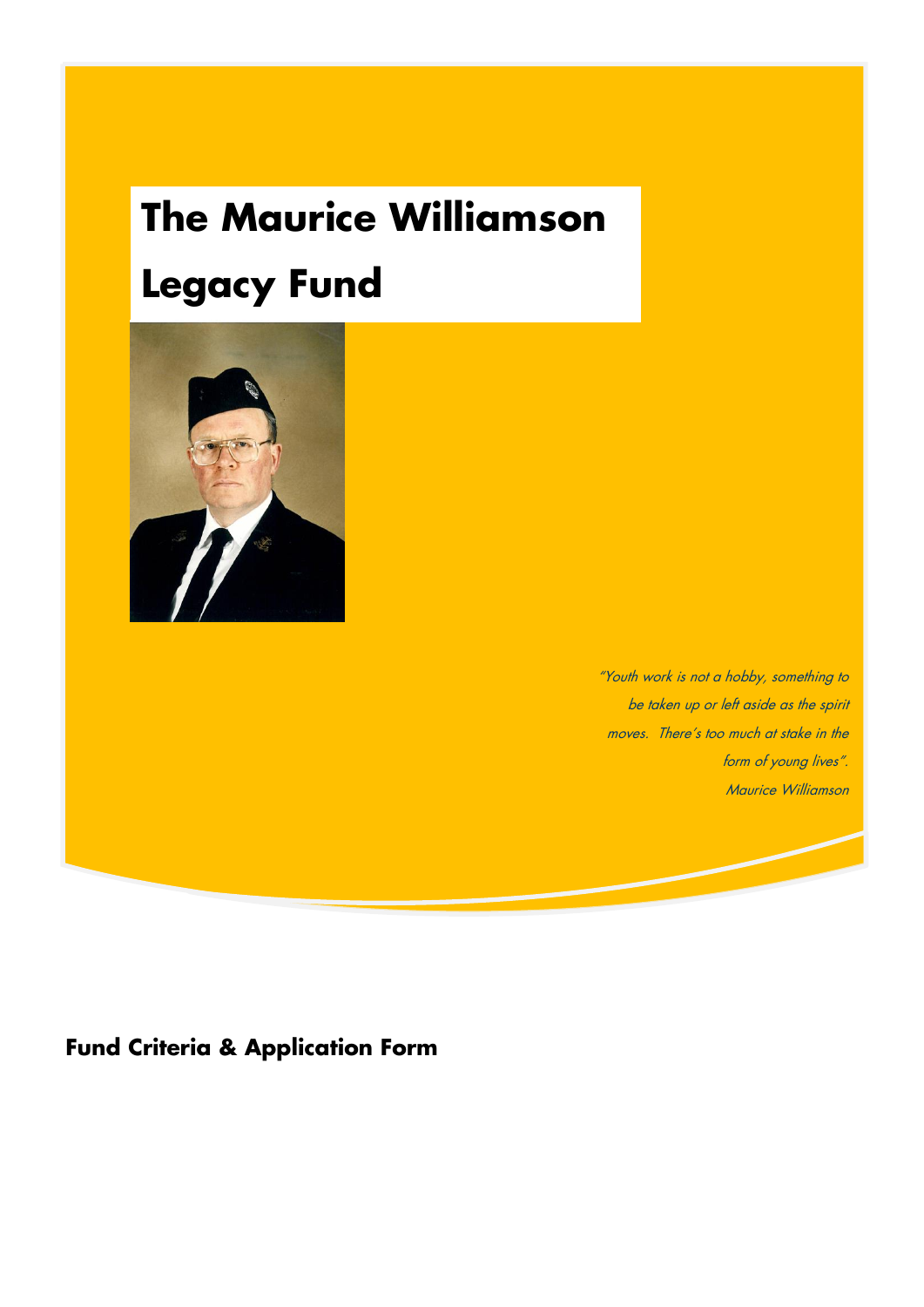# The Maurice Williamson Legacy Fund

*"Youth work is not a hobby, something to be taken up or left aside as the spirit moves. There's too much at stake in the form of young lives".*
*Maurice Williamson*

## Fund Criteria & Application Form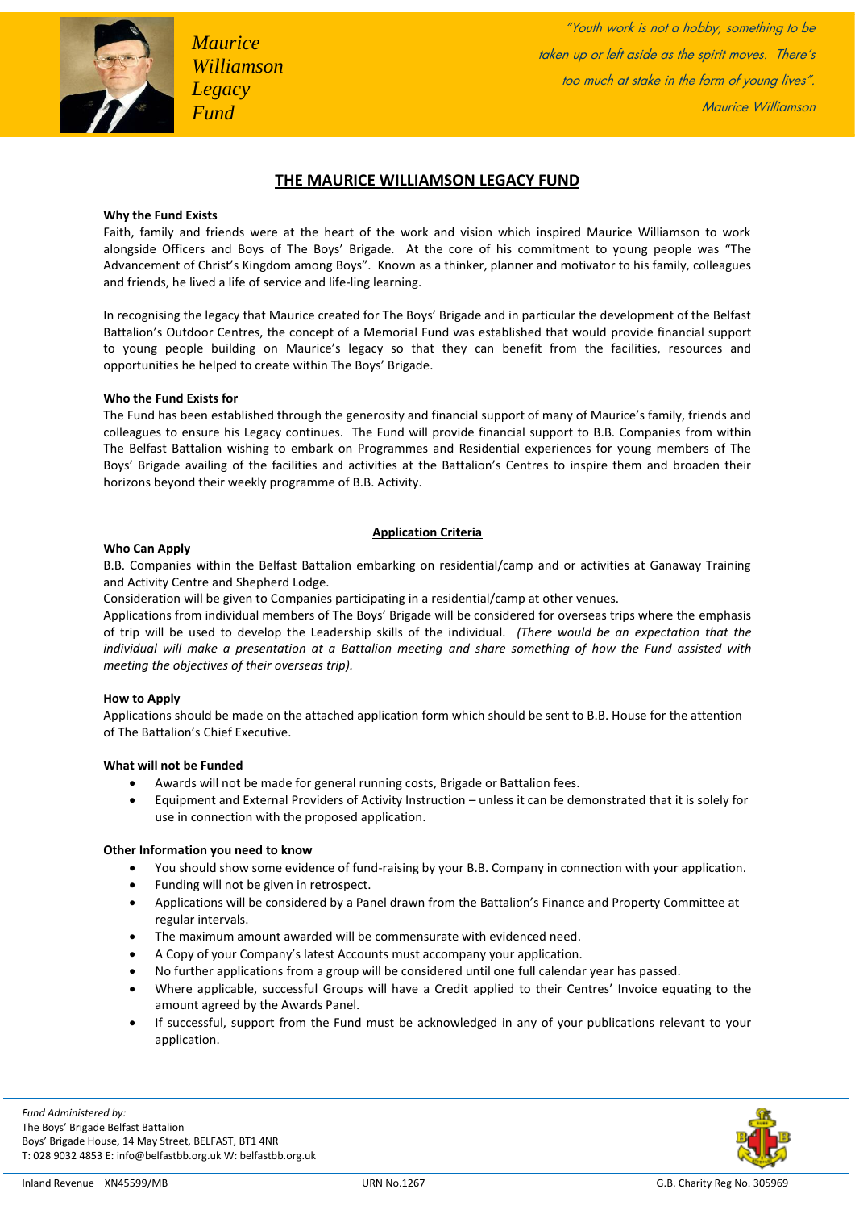*Maurice Williamson Legacy Fund*

*"Youth work is not a hobby, something to be taken up or left aside as the spirit moves. There's too much at stake in the form of young lives".*

*Maurice Williamson*

# THE MAURICE WILLIAMSON LEGACY FUND

**Why the Fund Exists**

Faith, family and friends were at the heart of the work and vision which inspired Maurice Williamson to work alongside Officers and Boys of The Boys' Brigade. At the core of his commitment to young people was "The Advancement of Christ's Kingdom among Boys". Known as a thinker, planner and motivator to his family, colleagues and friends, he lived a life of service and life-ling learning.

In recognising the legacy that Maurice created for The Boys' Brigade and in particular the development of the Belfast Battalion's Outdoor Centres, the concept of a Memorial Fund was established that would provide financial support to young people building on Maurice's legacy so that they can benefit from the facilities, resources and opportunities he helped to create within The Boys' Brigade.

**Who the Fund Exists for**

The Fund has been established through the generosity and financial support of many of Maurice's family, friends and colleagues to ensure his Legacy continues. The Fund will provide financial support to B.B. Companies from within The Belfast Battalion wishing to embark on Programmes and Residential experiences for young members of The Boys' Brigade availing of the facilities and activities at the Battalion's Centres to inspire them and broaden their horizons beyond their weekly programme of B.B. Activity.

## Application Criteria

**Who Can Apply**

B.B. Companies within the Belfast Battalion embarking on residential/camp and or activities at Ganaway Training and Activity Centre and Shepherd Lodge.

Consideration will be given to Companies participating in a residential/camp at other venues.

Applications from individual members of The Boys' Brigade will be considered for overseas trips where the emphasis of trip will be used to develop the Leadership skills of the individual. *(There would be an expectation that the individual will make a presentation at a Battalion meeting and share something of how the Fund assisted with meeting the objectives of their overseas trip).*

**How to Apply**

Applications should be made on the attached application form which should be sent to B.B. House for the attention of The Battalion's Chief Executive.

**What will not be Funded**

- Awards will not be made for general running costs, Brigade or Battalion fees.
- Equipment and External Providers of Activity Instruction – unless it can be demonstrated that it is solely for use in connection with the proposed application.

**Other Information you need to know**

- You should show some evidence of fund-raising by your B.B. Company in connection with your application.
- Funding will not be given in retrospect.
- Applications will be considered by a Panel drawn from the Battalion's Finance and Property Committee at regular intervals.
- The maximum amount awarded will be commensurate with evidenced need.
- A Copy of your Company's latest Accounts must accompany your application.
- No further applications from a group will be considered until one full calendar year has passed.
- Where applicable, successful Groups will have a Credit applied to their Centres' Invoice equating to the amount agreed by the Awards Panel.
- If successful, support from the Fund must be acknowledged in any of your publications relevant to your application.

*Fund Administered by:*
The Boys' Brigade Belfast Battalion
Boys' Brigade House, 14 May Street, BELFAST, BT1 4NR
T: 028 9032 4853 E: info@belfastbb.org.uk W: belfastbb.org.uk

Inland Revenue XN45599/MB | URN No.1267 | G.B. Charity Reg No. 305969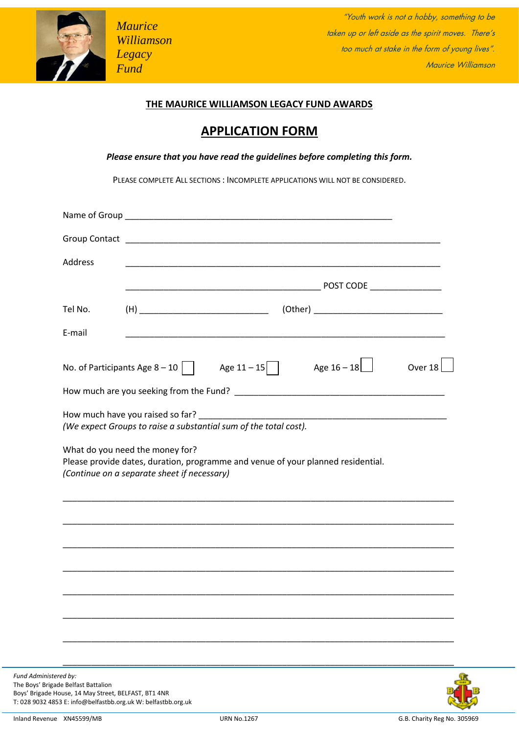Maurice Williamson Legacy Fund

*"Youth work is not a hobby, something to be taken up or left aside as the spirit moves. There's too much at stake in the form of young lives". Maurice Williamson*

## THE MAURICE WILLIAMSON LEGACY FUND AWARDS

# APPLICATION FORM

***Please ensure that you have read the guidelines before completing this form.***

PLEASE COMPLETE ALL SECTIONS : INCOMPLETE APPLICATIONS WILL NOT BE CONSIDERED.

Name of Group ________________________________________________

Group Contact ________________________________________________

Address ________________________________________________

________________________________ POST CODE ______________

Tel No. (H) ________________________ (Other) ________________________

E-mail ________________________________________________

No. of Participants Age 8 – 10 ☐ Age 11 – 15 ☐ Age 16 – 18 ☐ Over 18 ☐

How much are you seeking from the Fund? ________________________________

How much have you raised so far? ________________________________

*(We expect Groups to raise a substantial sum of the total cost).*

What do you need the money for?

Please provide dates, duration, programme and venue of your planned residential.

*(Continue on a separate sheet if necessary)*

________________________________________________

________________________________________________

________________________________________________

________________________________________________

________________________________________________

________________________________________________

________________________________________________

________________________________________________

*Fund Administered by:*

The Boys' Brigade Belfast Battalion

Boys' Brigade House, 14 May Street, BELFAST, BT1 4NR

T: 028 9032 4853 E: info@belfastbb.org.uk W: belfastbb.org.uk

Inland Revenue XN45599/MB URN No.1267 G.B. Charity Reg No. 305969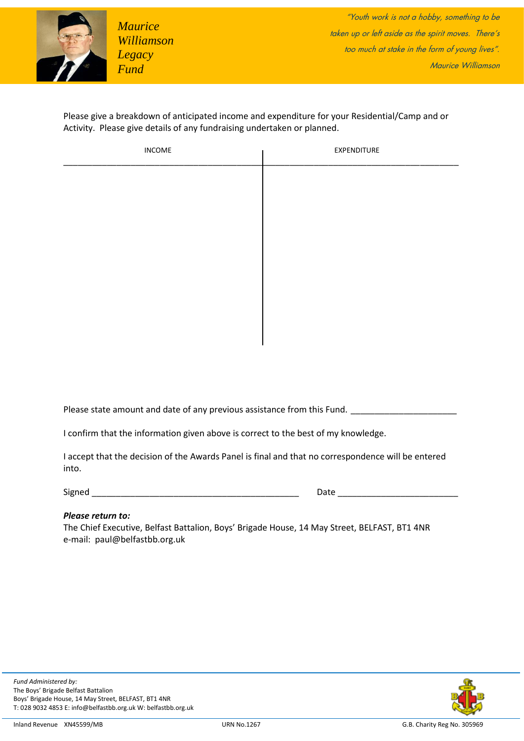*Maurice Williamson Legacy Fund*

*"Youth work is not a hobby, something to be taken up or left aside as the spirit moves. There's too much at stake in the form of young lives".*
*Maurice Williamson*

Please give a breakdown of anticipated income and expenditure for your Residential/Camp and or Activity. Please give details of any fundraising undertaken or planned.

| INCOME | EXPENDITURE |
|---|---|
| | |

Please state amount and date of any previous assistance from this Fund. ______________________

I confirm that the information given above is correct to the best of my knowledge.

I accept that the decision of the Awards Panel is final and that no correspondence will be entered into.

Signed _____________________________________________ Date _________________________

***Please return to:***
The Chief Executive, Belfast Battalion, Boys' Brigade House, 14 May Street, BELFAST, BT1 4NR
e-mail: paul@belfastbb.org.uk

*Fund Administered by:*
The Boys' Brigade Belfast Battalion
Boys' Brigade House, 14 May Street, BELFAST, BT1 4NR
T: 028 9032 4853 E: info@belfastbb.org.uk W: belfastbb.org.uk

Inland Revenue XN45599/MB URN No.1267 G.B. Charity Reg No. 305969